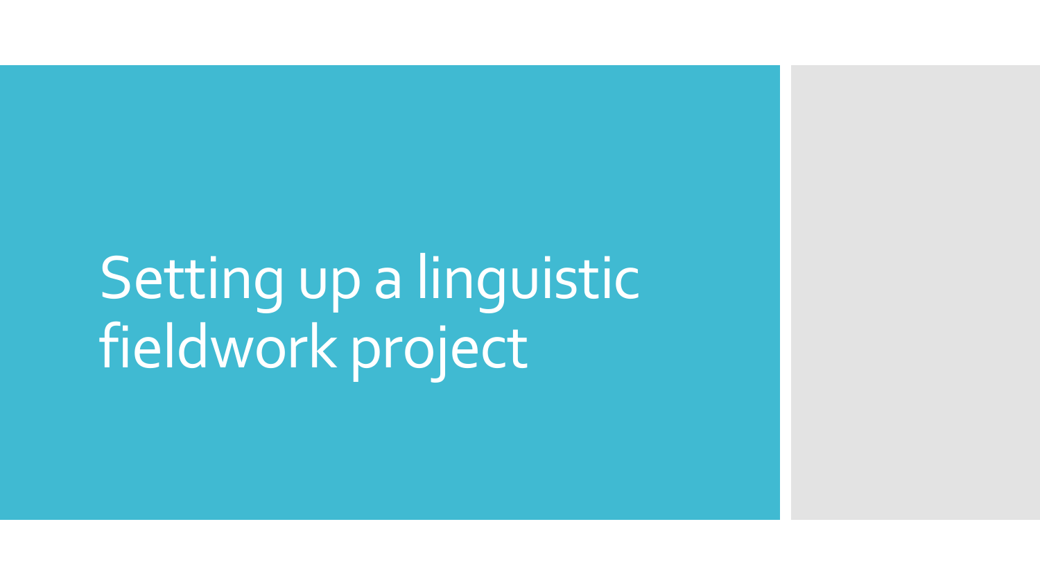# Setting up a linguistic fieldwork project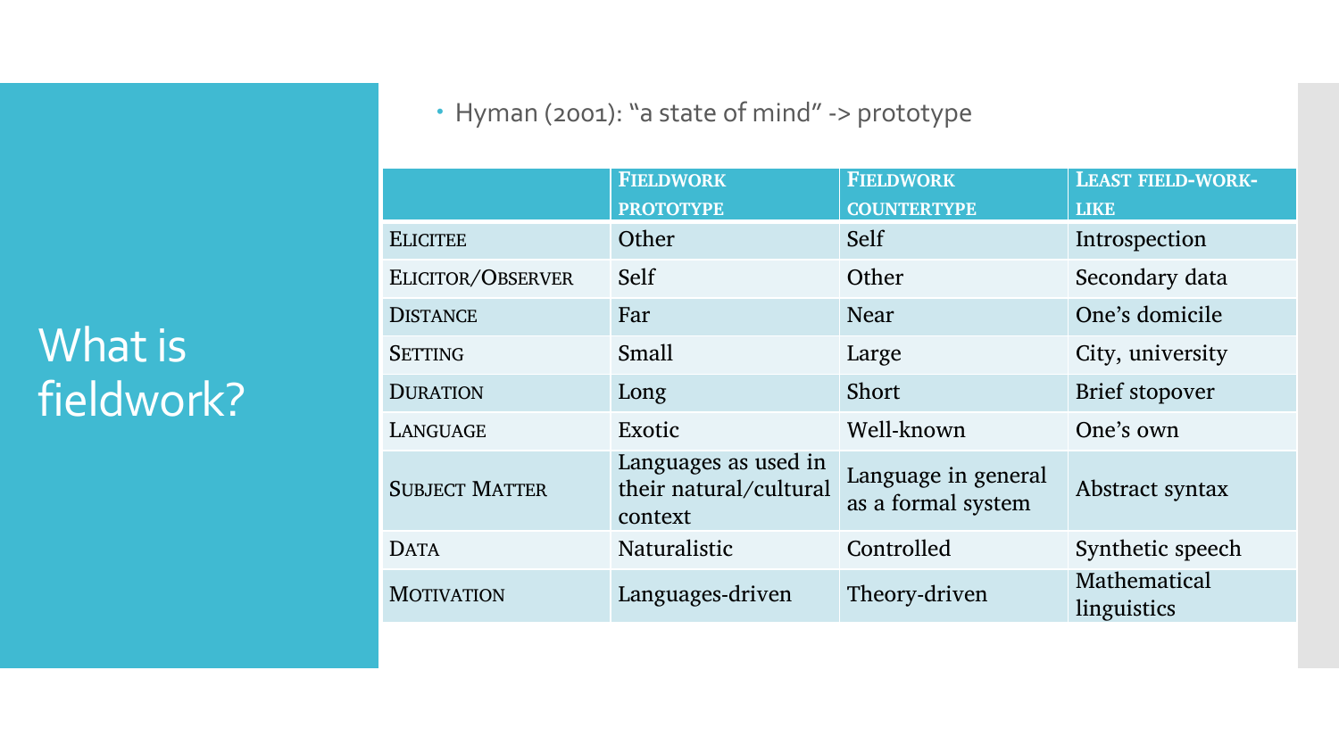# What is fieldwork?

- Hyman (2001): "a state of mind" -> prototype

| | Fieldwork prototype | Fieldwork countertype | Least field-work-like |
|---|---|---|---|
| Elicitee | Other | Self | Introspection |
| Elicitor/Observer | Self | Other | Secondary data |
| Distance | Far | Near | One's domicile |
| Setting | Small | Large | City, university |
| Duration | Long | Short | Brief stopover |
| Language | Exotic | Well-known | One's own |
| Subject Matter | Languages as used in their natural/cultural context | Language in general as a formal system | Abstract syntax |
| Data | Naturalistic | Controlled | Synthetic speech |
| Motivation | Languages-driven | Theory-driven | Mathematical linguistics |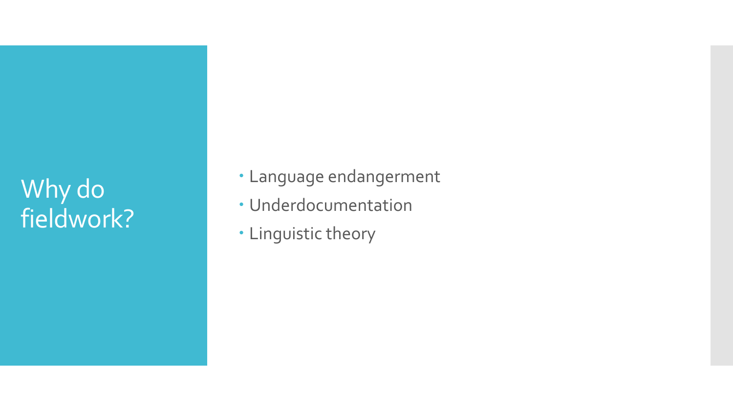# Why do fieldwork?

- Language endangerment
- Underdocumentation
- Linguistic theory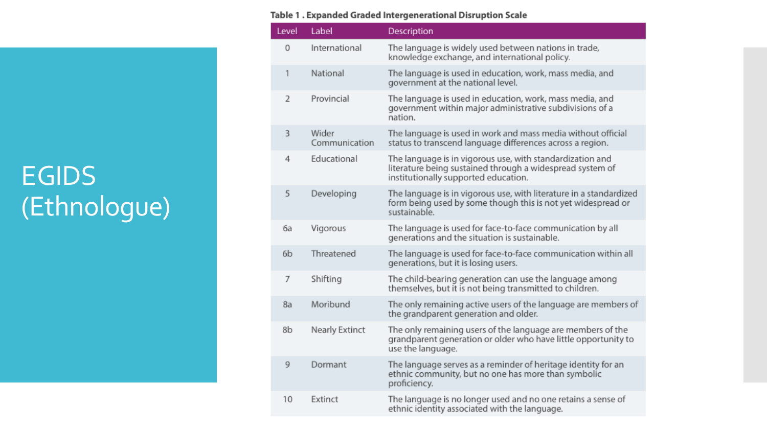# EGIDS (Ethnologue)

**Table 1 . Expanded Graded Intergenerational Disruption Scale**

| Level | Label | Description |
|---|---|---|
| 0 | International | The language is widely used between nations in trade, knowledge exchange, and international policy. |
| 1 | National | The language is used in education, work, mass media, and government at the national level. |
| 2 | Provincial | The language is used in education, work, mass media, and government within major administrative subdivisions of a nation. |
| 3 | Wider Communication | The language is used in work and mass media without official status to transcend language differences across a region. |
| 4 | Educational | The language is in vigorous use, with standardization and literature being sustained through a widespread system of institutionally supported education. |
| 5 | Developing | The language is in vigorous use, with literature in a standardized form being used by some though this is not yet widespread or sustainable. |
| 6a | Vigorous | The language is used for face-to-face communication by all generations and the situation is sustainable. |
| 6b | Threatened | The language is used for face-to-face communication within all generations, but it is losing users. |
| 7 | Shifting | The child-bearing generation can use the language among themselves, but it is not being transmitted to children. |
| 8a | Moribund | The only remaining active users of the language are members of the grandparent generation and older. |
| 8b | Nearly Extinct | The only remaining users of the language are members of the grandparent generation or older who have little opportunity to use the language. |
| 9 | Dormant | The language serves as a reminder of heritage identity for an ethnic community, but no one has more than symbolic proficiency. |
| 10 | Extinct | The language is no longer used and no one retains a sense of ethnic identity associated with the language. |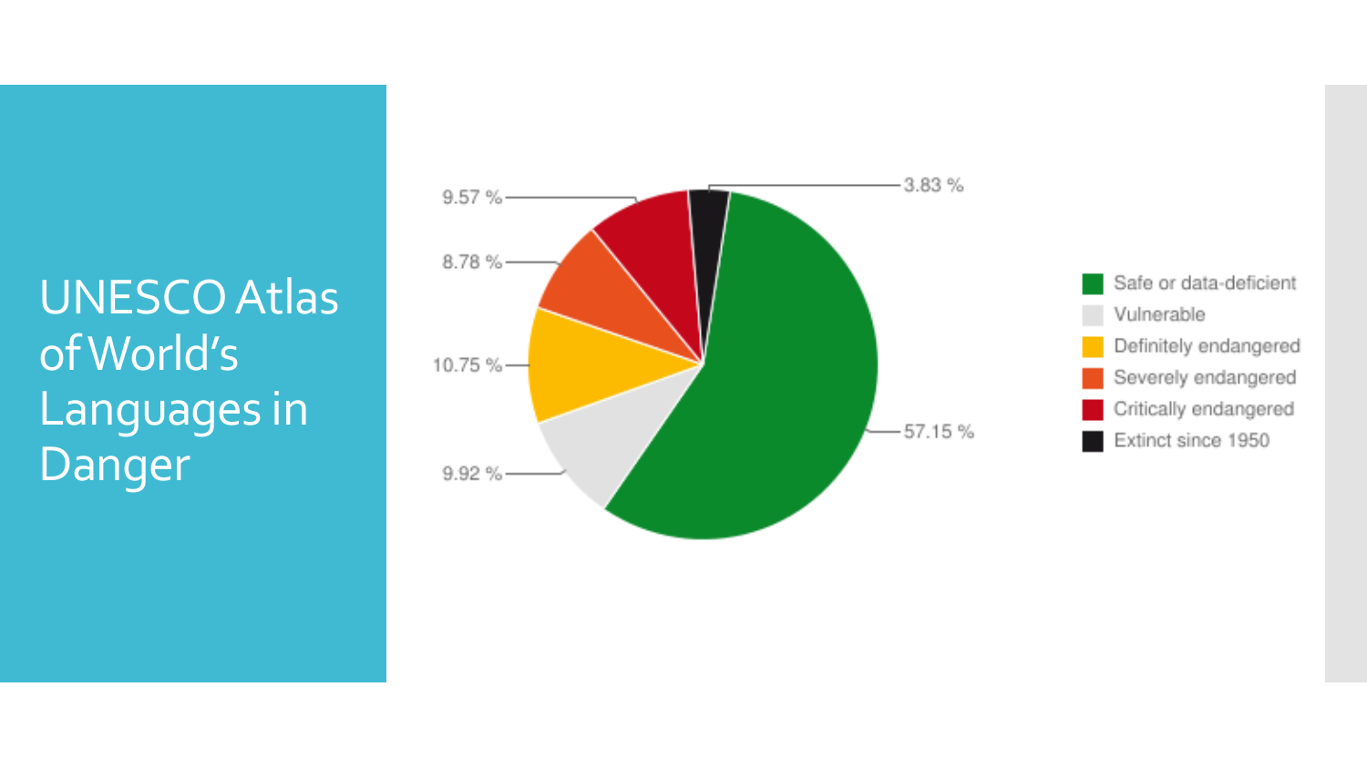# UNESCO Atlas of World's Languages in Danger

| Category | Percentage |
| --- | --- |
| Safe or data-deficient | 57.15 % |
| Vulnerable | 9.92 % |
| Definitely endangered | 10.75 % |
| Severely endangered | 8.78 % |
| Critically endangered | 9.57 % |
| Extinct since 1950 | 3.83 % |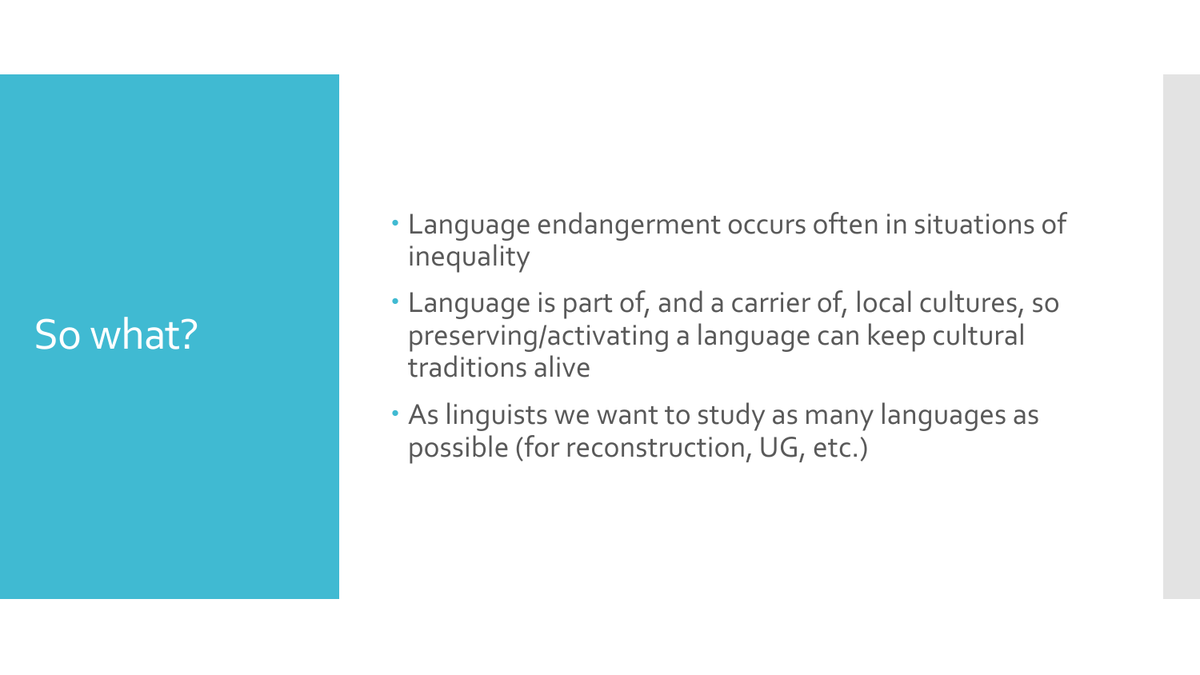# So what?

- Language endangerment occurs often in situations of inequality
- Language is part of, and a carrier of, local cultures, so preserving/activating a language can keep cultural traditions alive
- As linguists we want to study as many languages as possible (for reconstruction, UG, etc.)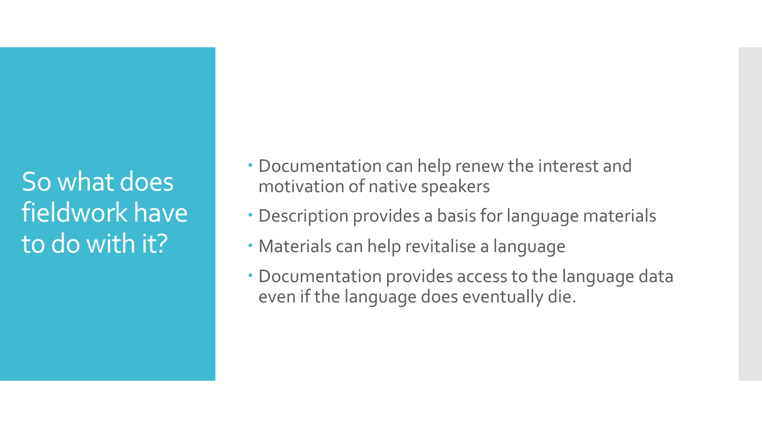# So what does fieldwork have to do with it?

- Documentation can help renew the interest and motivation of native speakers
- Description provides a basis for language materials
- Materials can help revitalise a language
- Documentation provides access to the language data even if the language does eventually die.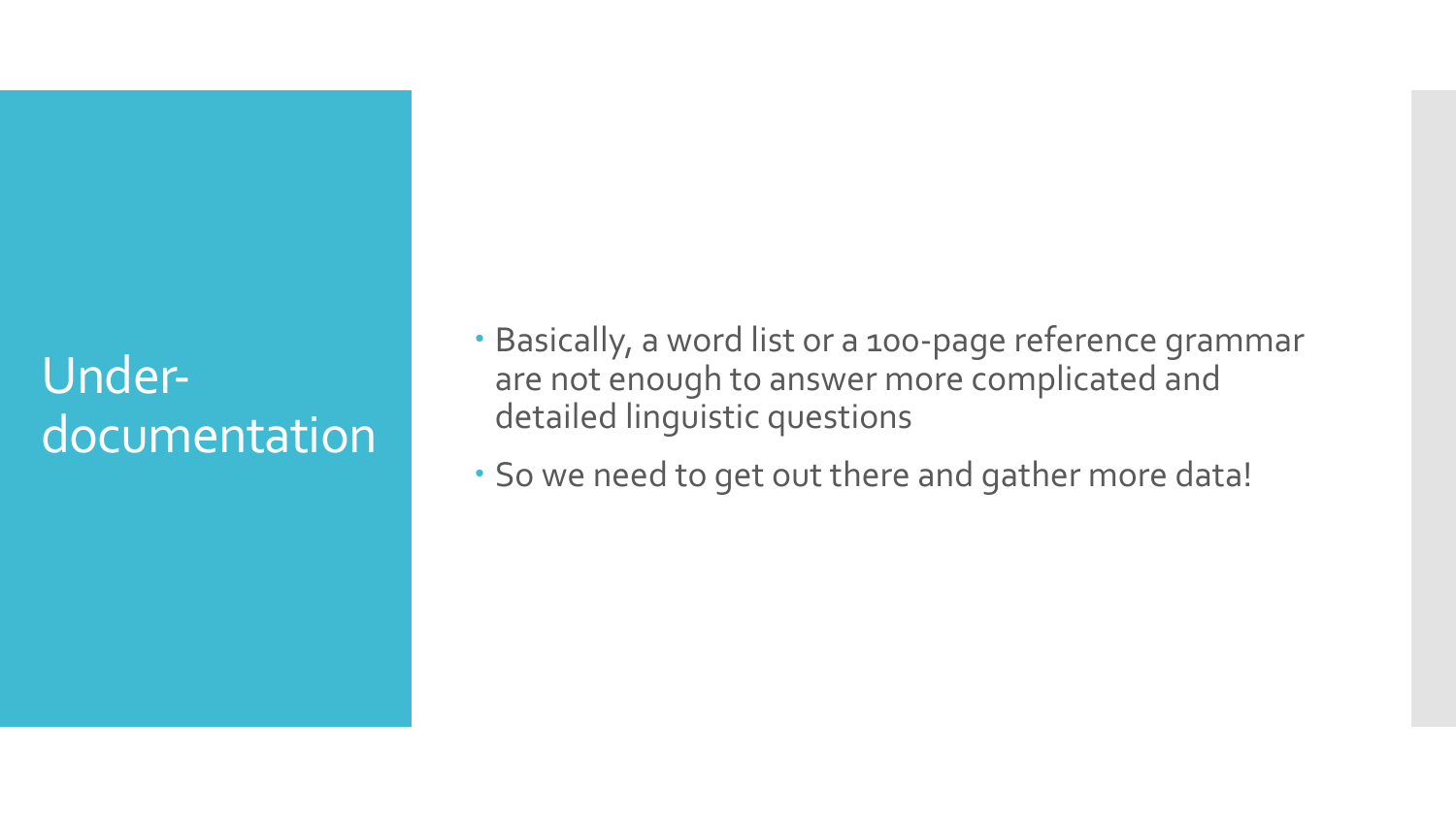# Under-documentation

- Basically, a word list or a 100-page reference grammar are not enough to answer more complicated and detailed linguistic questions
- So we need to get out there and gather more data!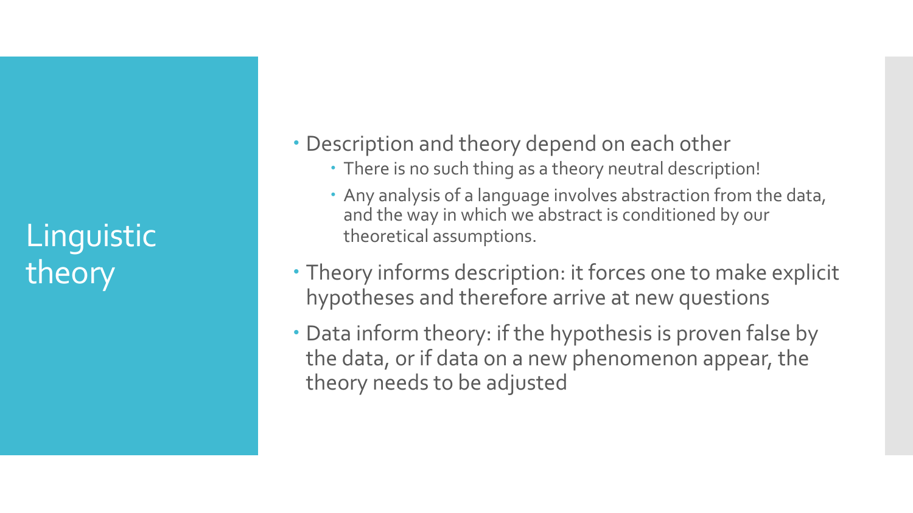# Linguistic theory

- Description and theory depend on each other
  - There is no such thing as a theory neutral description!
  - Any analysis of a language involves abstraction from the data, and the way in which we abstract is conditioned by our theoretical assumptions.
- Theory informs description: it forces one to make explicit hypotheses and therefore arrive at new questions
- Data inform theory: if the hypothesis is proven false by the data, or if data on a new phenomenon appear, the theory needs to be adjusted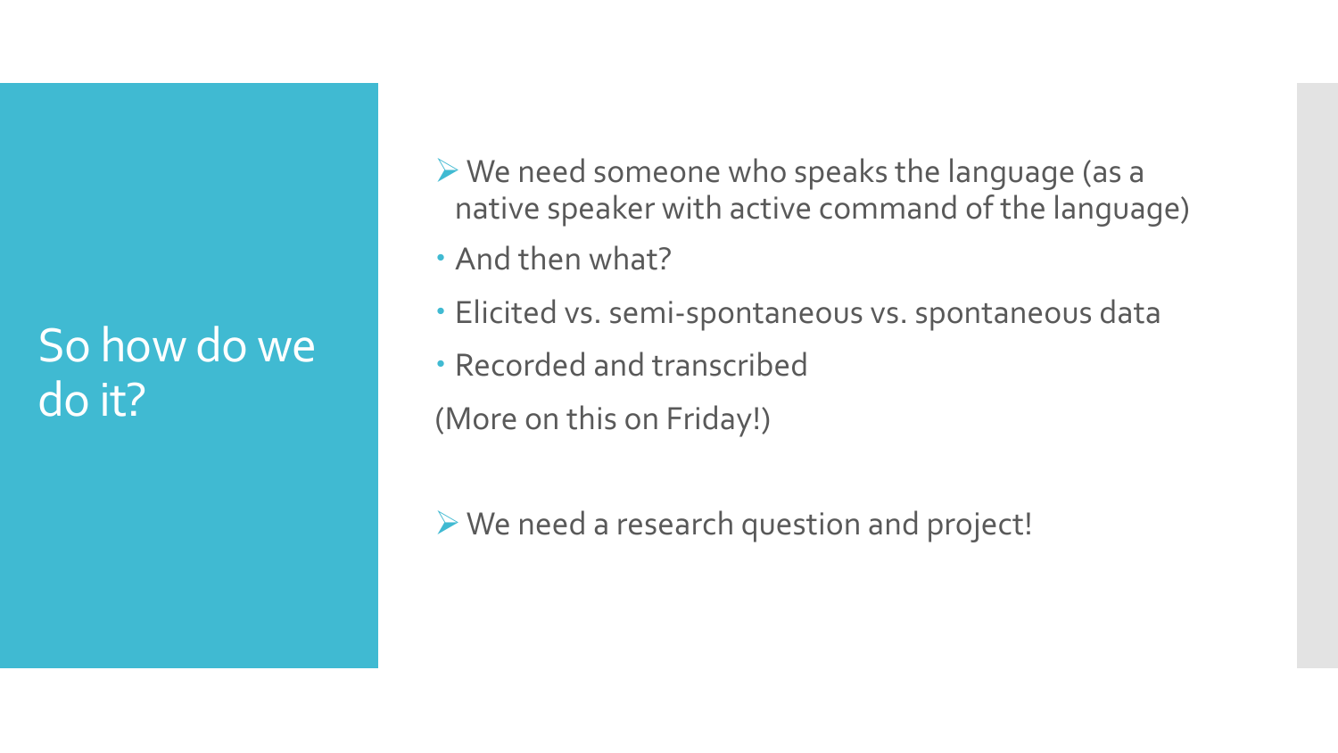# So how do we do it?

- ➢ We need someone who speaks the language (as a native speaker with active command of the language)
- And then what?
- Elicited vs. semi-spontaneous vs. spontaneous data
- Recorded and transcribed

(More on this on Friday!)

- ➢ We need a research question and project!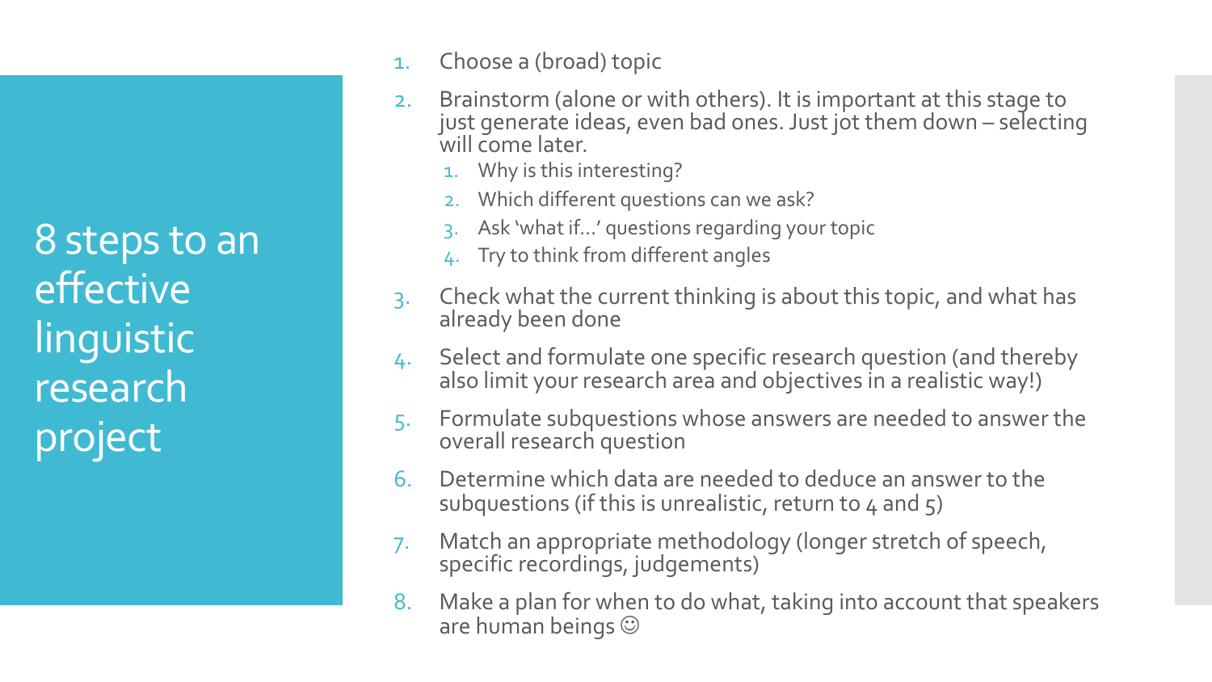# 8 steps to an effective linguistic research project

1. Choose a (broad) topic
2. Brainstorm (alone or with others). It is important at this stage to just generate ideas, even bad ones. Just jot them down – selecting will come later.
   1. Why is this interesting?
   2. Which different questions can we ask?
   3. Ask 'what if…' questions regarding your topic
   4. Try to think from different angles
3. Check what the current thinking is about this topic, and what has already been done
4. Select and formulate one specific research question (and thereby also limit your research area and objectives in a realistic way!)
5. Formulate subquestions whose answers are needed to answer the overall research question
6. Determine which data are needed to deduce an answer to the subquestions (if this is unrealistic, return to 4 and 5)
7. Match an appropriate methodology (longer stretch of speech, specific recordings, judgements)
8. Make a plan for when to do what, taking into account that speakers are human beings ☺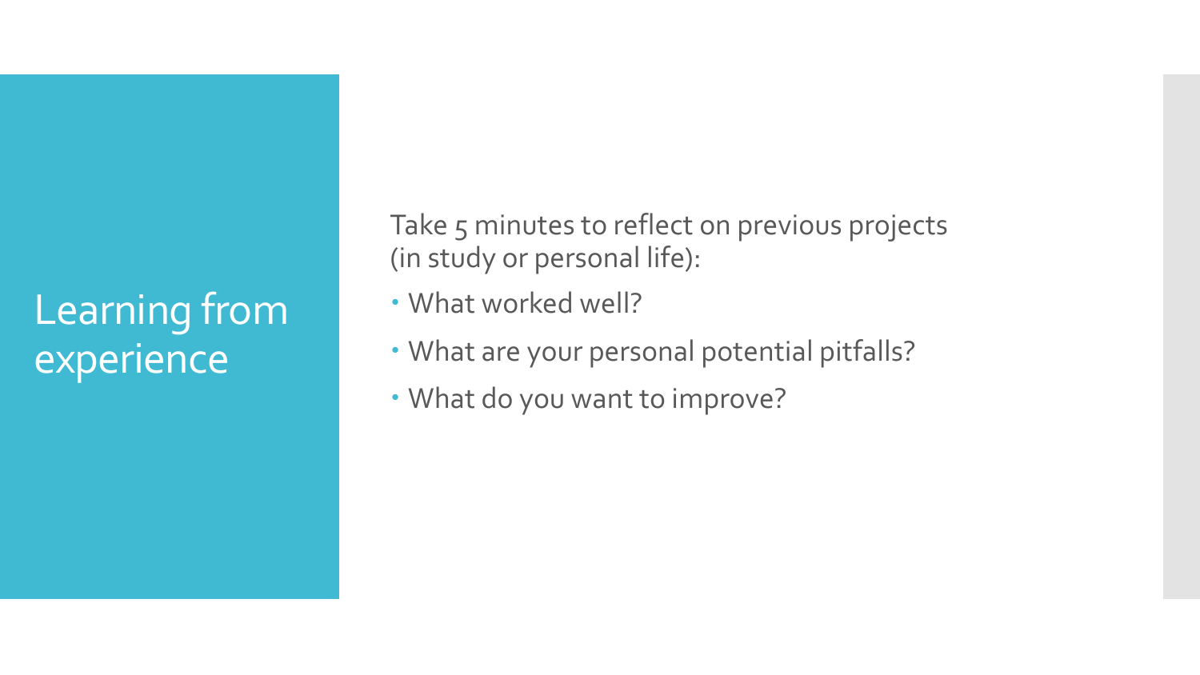# Learning from experience

Take 5 minutes to reflect on previous projects (in study or personal life):

- What worked well?
- What are your personal potential pitfalls?
- What do you want to improve?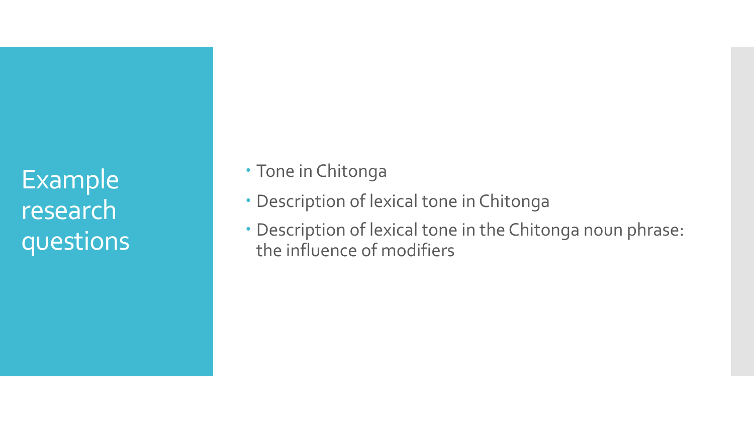# Example research questions

- Tone in Chitonga
- Description of lexical tone in Chitonga
- Description of lexical tone in the Chitonga noun phrase: the influence of modifiers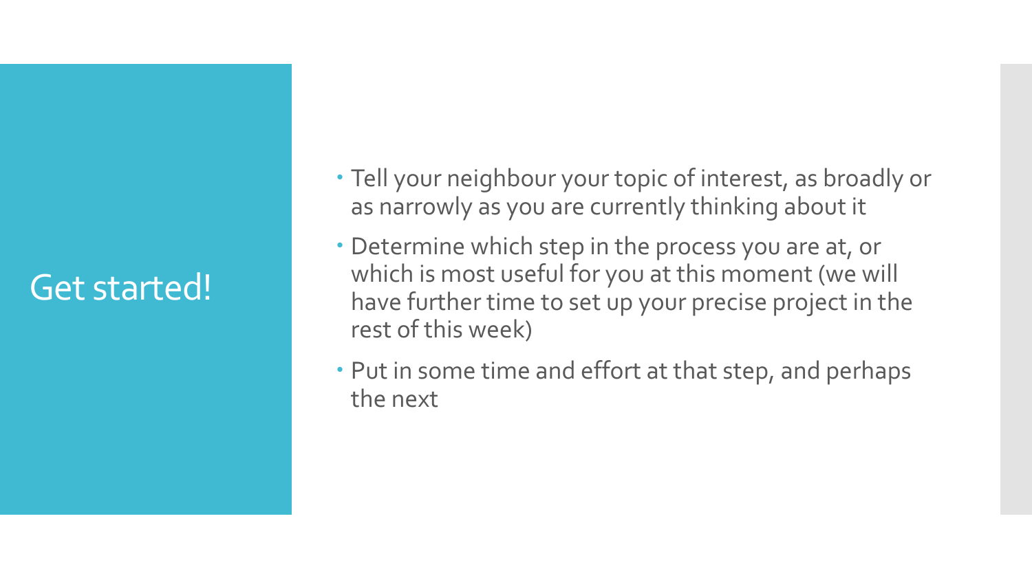# Get started!

- Tell your neighbour your topic of interest, as broadly or as narrowly as you are currently thinking about it
- Determine which step in the process you are at, or which is most useful for you at this moment (we will have further time to set up your precise project in the rest of this week)
- Put in some time and effort at that step, and perhaps the next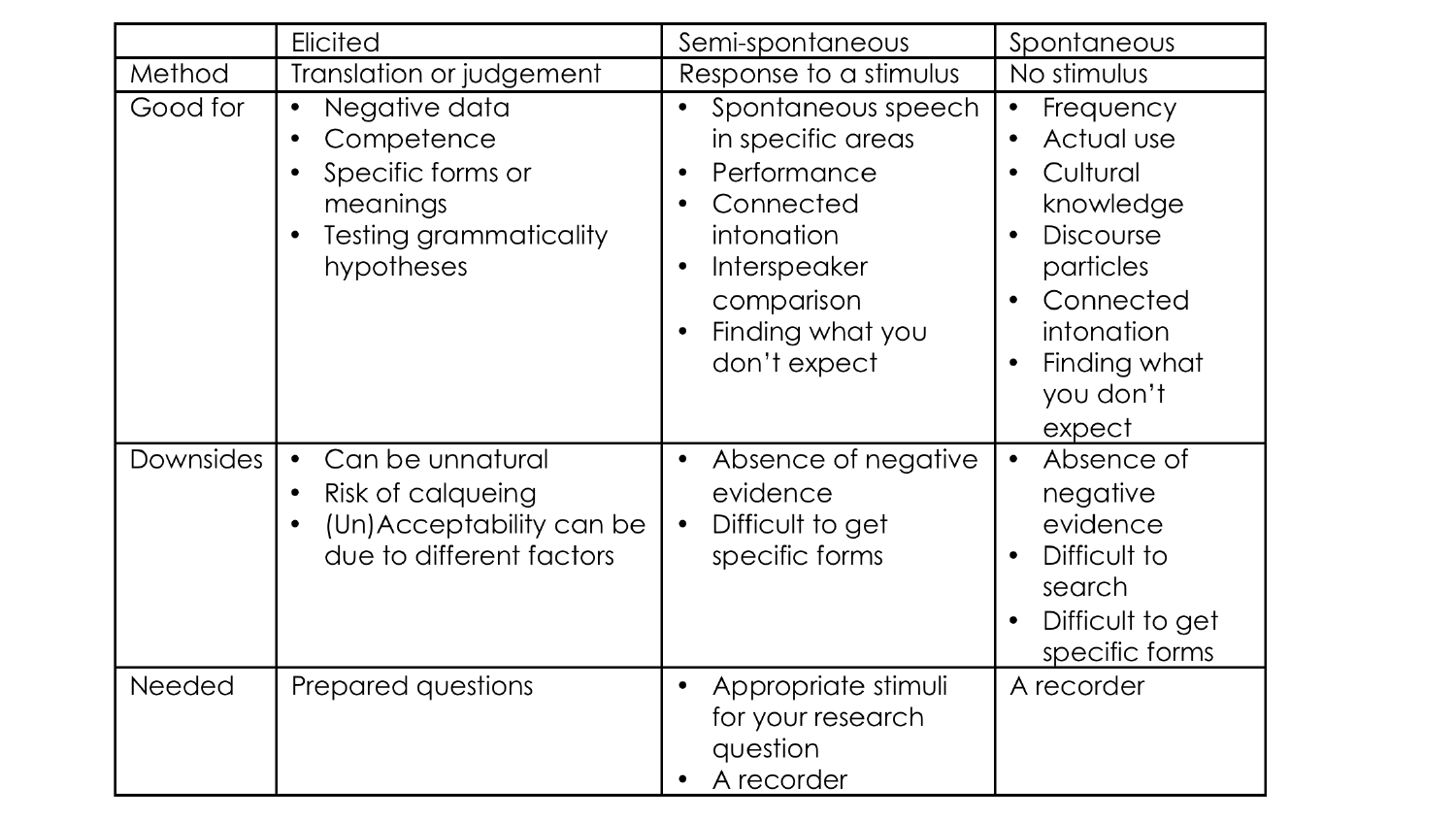| | Elicited | Semi-spontaneous | Spontaneous |
|---|---|---|---|
| Method | Translation or judgement | Response to a stimulus | No stimulus |
| Good for | • Negative data<br>• Competence<br>• Specific forms or meanings<br>• Testing grammaticality hypotheses | • Spontaneous speech in specific areas<br>• Performance<br>• Connected intonation<br>• Interspeaker comparison<br>• Finding what you don't expect | • Frequency<br>• Actual use<br>• Cultural knowledge<br>• Discourse particles<br>• Connected intonation<br>• Finding what you don't expect |
| Downsides | • Can be unnatural<br>• Risk of calqueing<br>• (Un)Acceptability can be due to different factors | • Absence of negative evidence<br>• Difficult to get specific forms | • Absence of negative evidence<br>• Difficult to search<br>• Difficult to get specific forms |
| Needed | Prepared questions | • Appropriate stimuli for your research question<br>• A recorder | A recorder |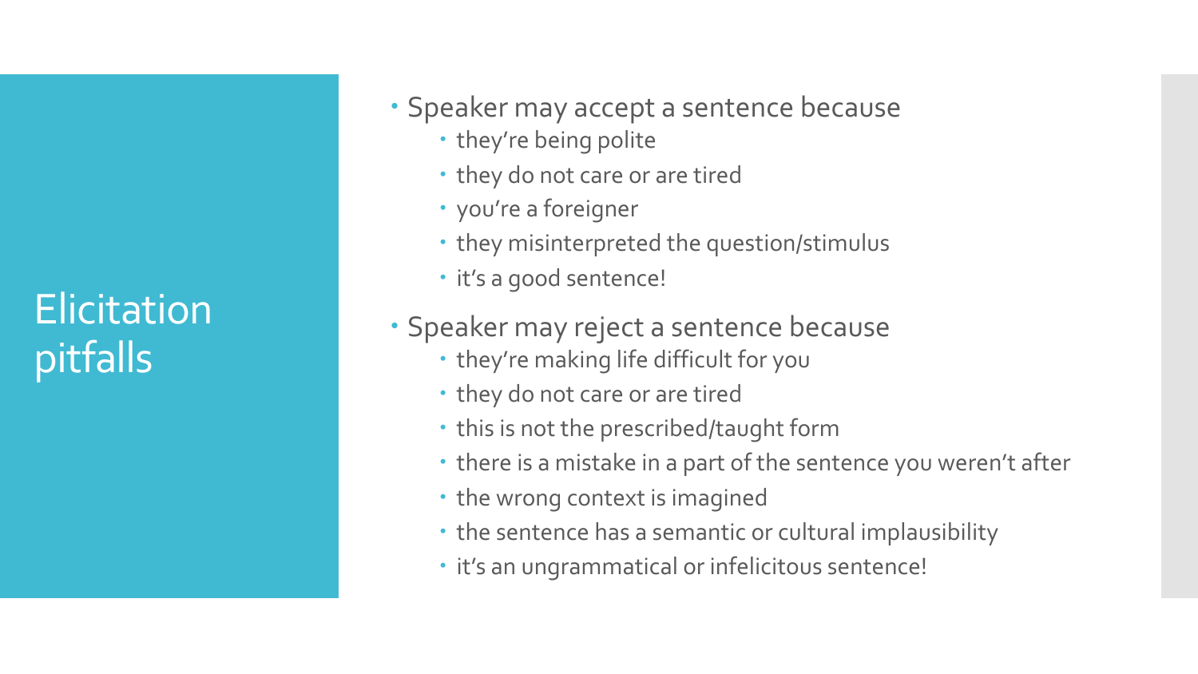# Elicitation pitfalls

- Speaker may accept a sentence because
  - they're being polite
  - they do not care or are tired
  - you're a foreigner
  - they misinterpreted the question/stimulus
  - it's a good sentence!
- Speaker may reject a sentence because
  - they're making life difficult for you
  - they do not care or are tired
  - this is not the prescribed/taught form
  - there is a mistake in a part of the sentence you weren't after
  - the wrong context is imagined
  - the sentence has a semantic or cultural implausibility
  - it's an ungrammatical or infelicitous sentence!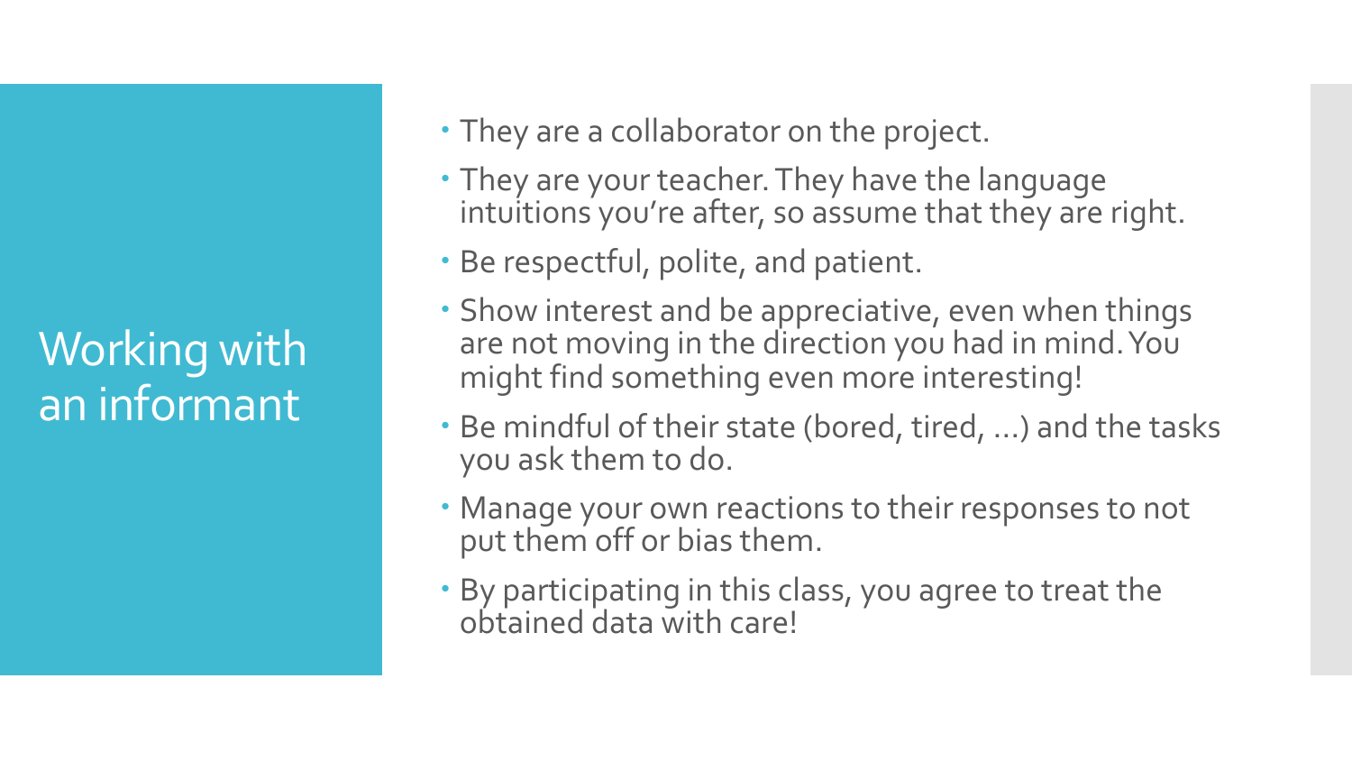# Working with an informant

- They are a collaborator on the project.
- They are your teacher. They have the language intuitions you're after, so assume that they are right.
- Be respectful, polite, and patient.
- Show interest and be appreciative, even when things are not moving in the direction you had in mind. You might find something even more interesting!
- Be mindful of their state (bored, tired, …) and the tasks you ask them to do.
- Manage your own reactions to their responses to not put them off or bias them.
- By participating in this class, you agree to treat the obtained data with care!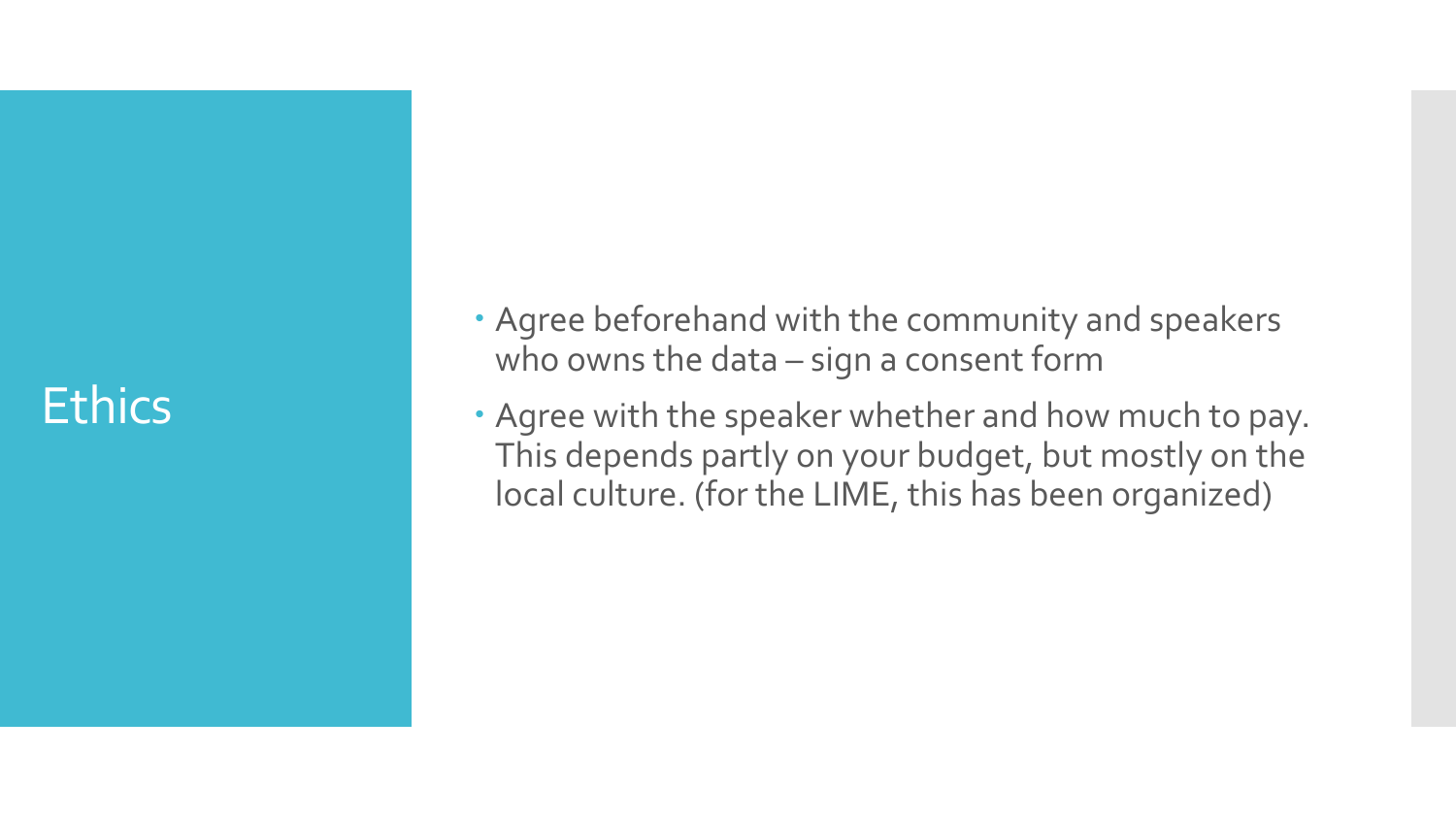# Ethics

- Agree beforehand with the community and speakers who owns the data – sign a consent form
- Agree with the speaker whether and how much to pay. This depends partly on your budget, but mostly on the local culture. (for the LIME, this has been organized)